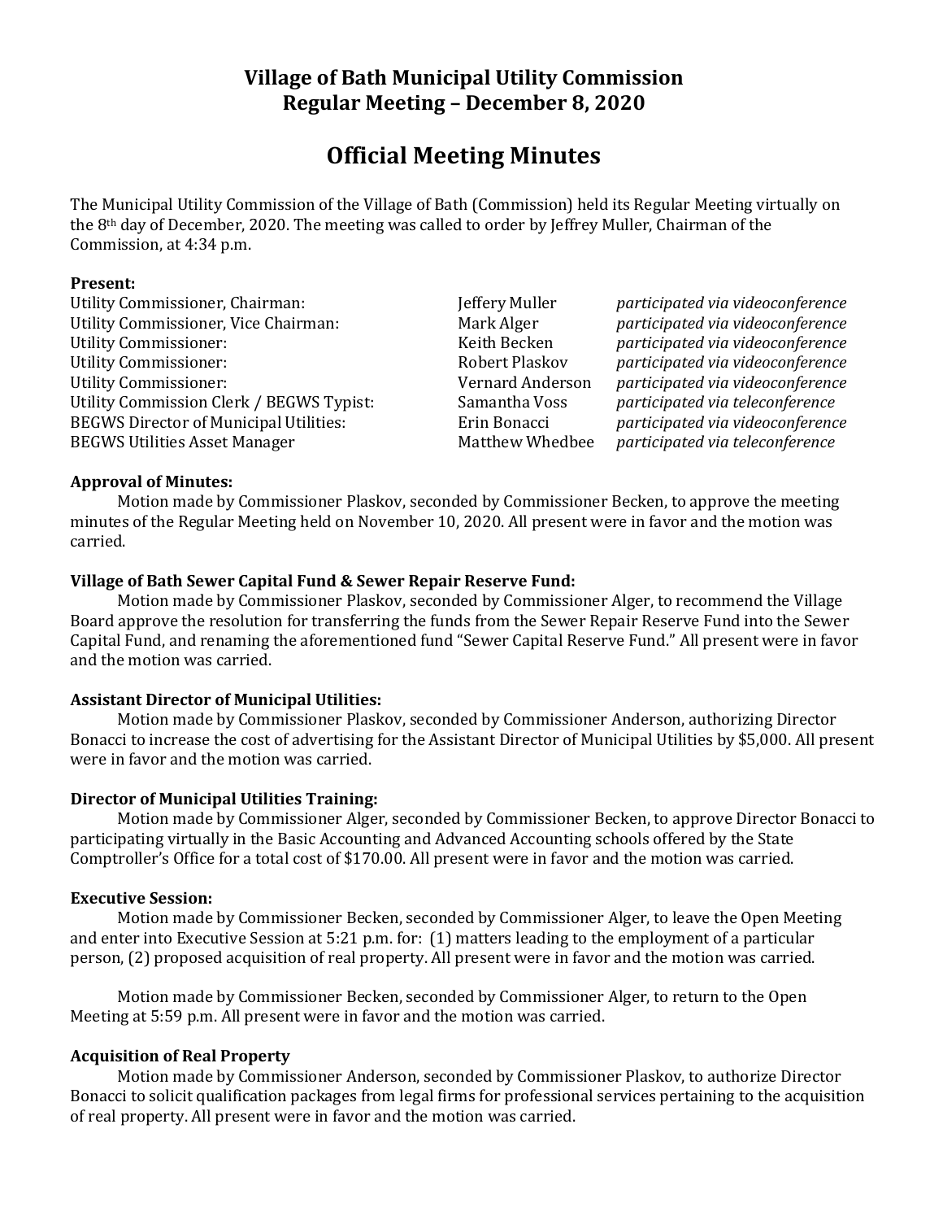# Village of Bath Municipal Utility Commission
# Regular Meeting – December 8, 2020

## Official Meeting Minutes

The Municipal Utility Commission of the Village of Bath (Commission) held its Regular Meeting virtually on the 8th day of December, 2020. The meeting was called to order by Jeffrey Muller, Chairman of the Commission, at 4:34 p.m.

**Present:**

| | | |
|---|---|---|
| Utility Commissioner, Chairman: | Jeffery Muller | *participated via videoconference* |
| Utility Commissioner, Vice Chairman: | Mark Alger | *participated via videoconference* |
| Utility Commissioner: | Keith Becken | *participated via videoconference* |
| Utility Commissioner: | Robert Plaskov | *participated via videoconference* |
| Utility Commissioner: | Vernard Anderson | *participated via videoconference* |
| Utility Commission Clerk / BEGWS Typist: | Samantha Voss | *participated via teleconference* |
| BEGWS Director of Municipal Utilities: | Erin Bonacci | *participated via videoconference* |
| BEGWS Utilities Asset Manager | Matthew Whedbee | *participated via teleconference* |

**Approval of Minutes:**

Motion made by Commissioner Plaskov, seconded by Commissioner Becken, to approve the meeting minutes of the Regular Meeting held on November 10, 2020. All present were in favor and the motion was carried.

**Village of Bath Sewer Capital Fund & Sewer Repair Reserve Fund:**

Motion made by Commissioner Plaskov, seconded by Commissioner Alger, to recommend the Village Board approve the resolution for transferring the funds from the Sewer Repair Reserve Fund into the Sewer Capital Fund, and renaming the aforementioned fund "Sewer Capital Reserve Fund." All present were in favor and the motion was carried.

**Assistant Director of Municipal Utilities:**

Motion made by Commissioner Plaskov, seconded by Commissioner Anderson, authorizing Director Bonacci to increase the cost of advertising for the Assistant Director of Municipal Utilities by $5,000. All present were in favor and the motion was carried.

**Director of Municipal Utilities Training:**

Motion made by Commissioner Alger, seconded by Commissioner Becken, to approve Director Bonacci to participating virtually in the Basic Accounting and Advanced Accounting schools offered by the State Comptroller's Office for a total cost of $170.00. All present were in favor and the motion was carried.

**Executive Session:**

Motion made by Commissioner Becken, seconded by Commissioner Alger, to leave the Open Meeting and enter into Executive Session at 5:21 p.m. for: (1) matters leading to the employment of a particular person, (2) proposed acquisition of real property. All present were in favor and the motion was carried.

Motion made by Commissioner Becken, seconded by Commissioner Alger, to return to the Open Meeting at 5:59 p.m. All present were in favor and the motion was carried.

**Acquisition of Real Property**

Motion made by Commissioner Anderson, seconded by Commissioner Plaskov, to authorize Director Bonacci to solicit qualification packages from legal firms for professional services pertaining to the acquisition of real property. All present were in favor and the motion was carried.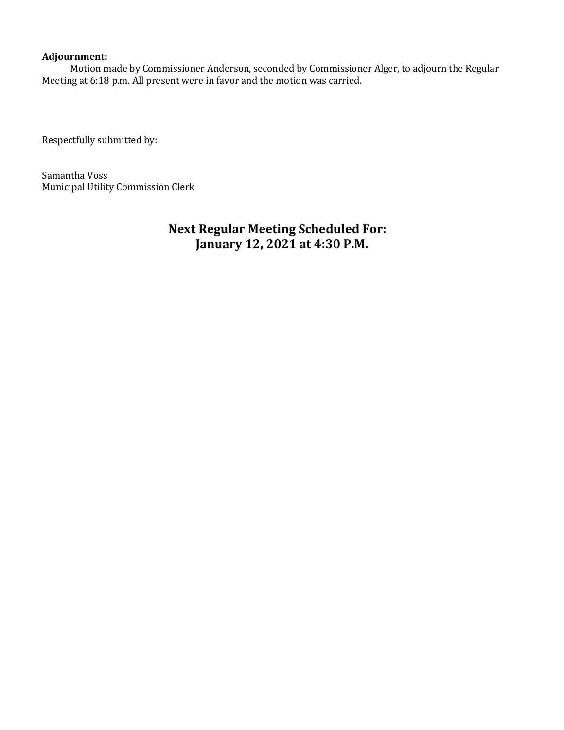**Adjournment:**

Motion made by Commissioner Anderson, seconded by Commissioner Alger, to adjourn the Regular Meeting at 6:18 p.m. All present were in favor and the motion was carried.

Respectfully submitted by:

Samantha Voss
Municipal Utility Commission Clerk

**Next Regular Meeting Scheduled For:**
**January 12, 2021 at 4:30 P.M.**